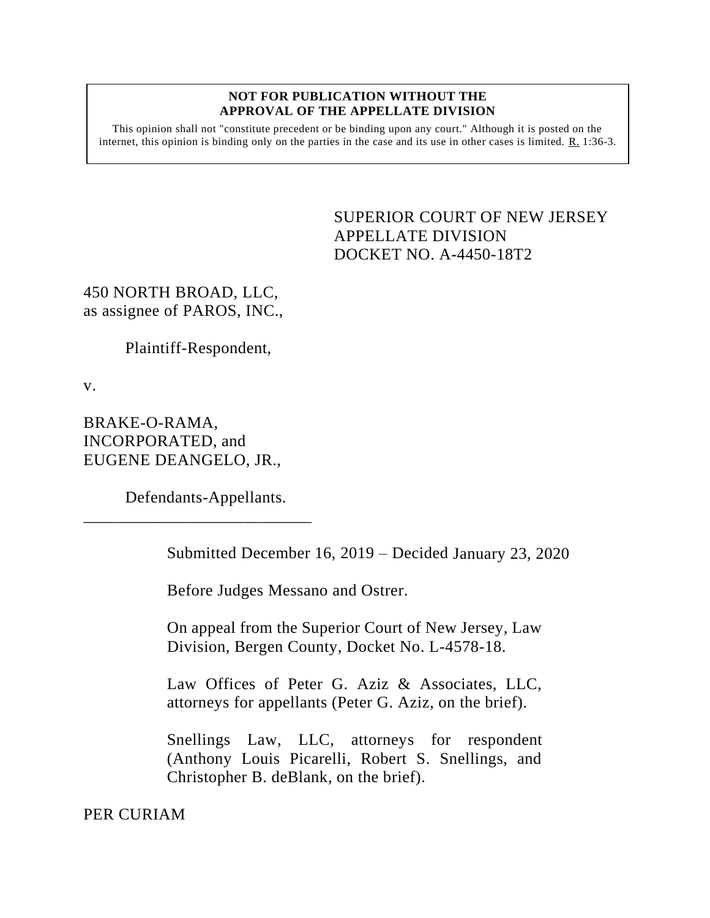**NOT FOR PUBLICATION WITHOUT THE APPROVAL OF THE APPELLATE DIVISION**

This opinion shall not "constitute precedent or be binding upon any court." Although it is posted on the internet, this opinion is binding only on the parties in the case and its use in other cases is limited. R. 1:36-3.

SUPERIOR COURT OF NEW JERSEY
APPELLATE DIVISION
DOCKET NO. A-4450-18T2

450 NORTH BROAD, LLC,
as assignee of PAROS, INC.,

Plaintiff-Respondent,

v.

BRAKE-O-RAMA,
INCORPORATED, and
EUGENE DEANGELO, JR.,

Defendants-Appellants.

\_\_\_\_\_\_\_\_\_\_\_\_\_\_\_\_\_\_\_\_\_\_\_\_\_\_\_\_

Submitted December 16, 2019 – Decided January 23, 2020

Before Judges Messano and Ostrer.

On appeal from the Superior Court of New Jersey, Law Division, Bergen County, Docket No. L-4578-18.

Law Offices of Peter G. Aziz & Associates, LLC, attorneys for appellants (Peter G. Aziz, on the brief).

Snellings Law, LLC, attorneys for respondent (Anthony Louis Picarelli, Robert S. Snellings, and Christopher B. deBlank, on the brief).

PER CURIAM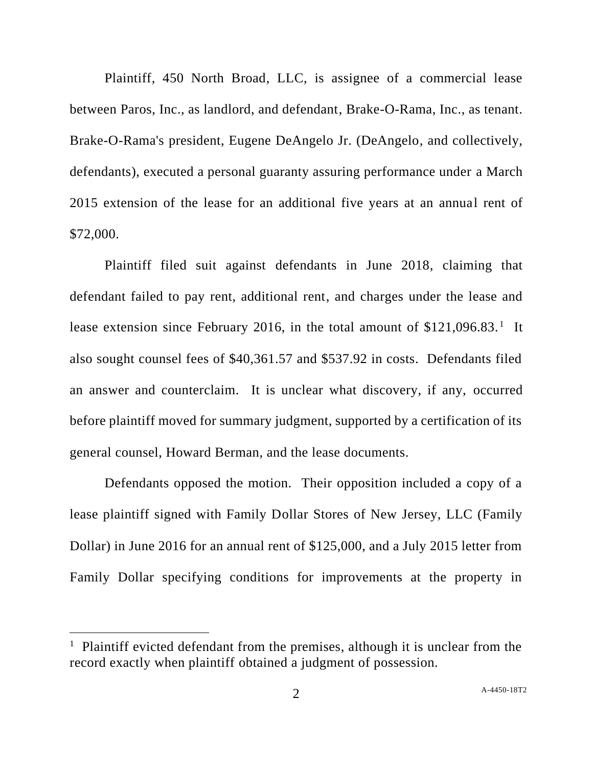Plaintiff, 450 North Broad, LLC, is assignee of a commercial lease between Paros, Inc., as landlord, and defendant, Brake-O-Rama, Inc., as tenant. Brake-O-Rama's president, Eugene DeAngelo Jr. (DeAngelo, and collectively, defendants), executed a personal guaranty assuring performance under a March 2015 extension of the lease for an additional five years at an annual rent of $72,000.

Plaintiff filed suit against defendants in June 2018, claiming that defendant failed to pay rent, additional rent, and charges under the lease and lease extension since February 2016, in the total amount of $121,096.83.[1] It also sought counsel fees of $40,361.57 and $537.92 in costs. Defendants filed an answer and counterclaim. It is unclear what discovery, if any, occurred before plaintiff moved for summary judgment, supported by a certification of its general counsel, Howard Berman, and the lease documents.

Defendants opposed the motion. Their opposition included a copy of a lease plaintiff signed with Family Dollar Stores of New Jersey, LLC (Family Dollar) in June 2016 for an annual rent of $125,000, and a July 2015 letter from Family Dollar specifying conditions for improvements at the property in

---

[1] Plaintiff evicted defendant from the premises, although it is unclear from the record exactly when plaintiff obtained a judgment of possession.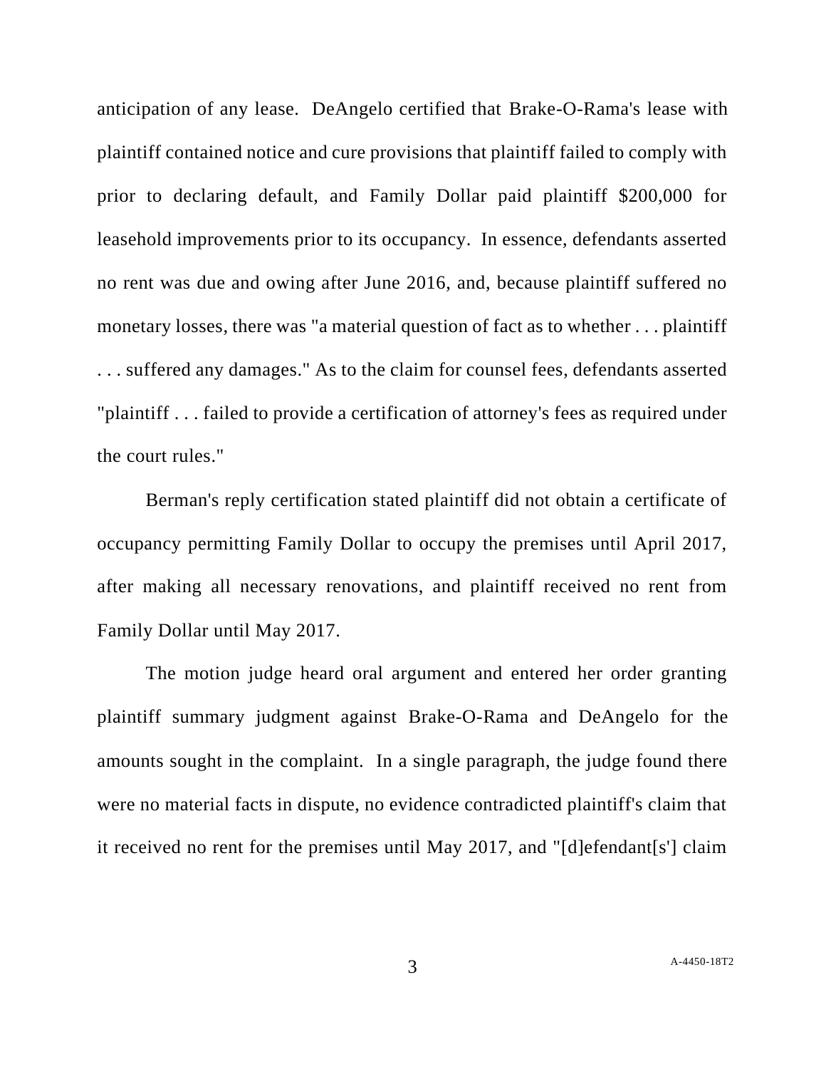anticipation of any lease. DeAngelo certified that Brake-O-Rama's lease with plaintiff contained notice and cure provisions that plaintiff failed to comply with prior to declaring default, and Family Dollar paid plaintiff $200,000 for leasehold improvements prior to its occupancy. In essence, defendants asserted no rent was due and owing after June 2016, and, because plaintiff suffered no monetary losses, there was "a material question of fact as to whether . . . plaintiff . . . suffered any damages." As to the claim for counsel fees, defendants asserted "plaintiff . . . failed to provide a certification of attorney's fees as required under the court rules."

Berman's reply certification stated plaintiff did not obtain a certificate of occupancy permitting Family Dollar to occupy the premises until April 2017, after making all necessary renovations, and plaintiff received no rent from Family Dollar until May 2017.

The motion judge heard oral argument and entered her order granting plaintiff summary judgment against Brake-O-Rama and DeAngelo for the amounts sought in the complaint. In a single paragraph, the judge found there were no material facts in dispute, no evidence contradicted plaintiff's claim that it received no rent for the premises until May 2017, and "[d]efendant[s'] claim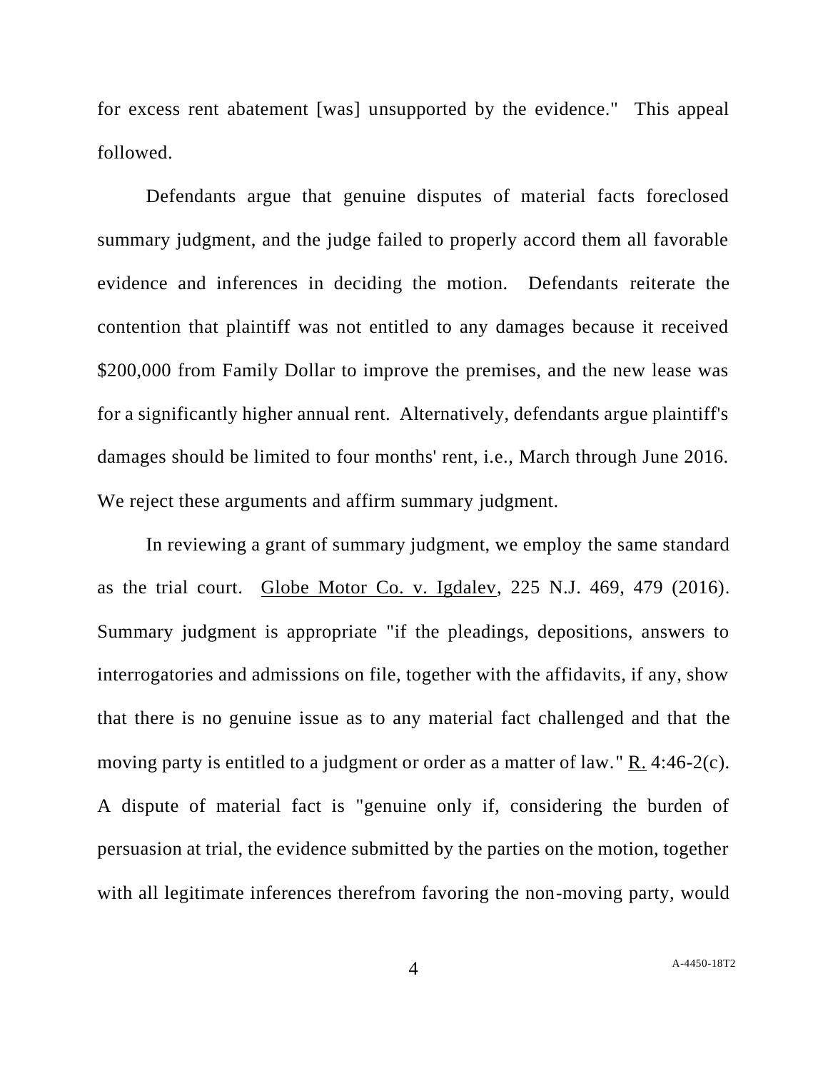for excess rent abatement [was] unsupported by the evidence." This appeal followed.

Defendants argue that genuine disputes of material facts foreclosed summary judgment, and the judge failed to properly accord them all favorable evidence and inferences in deciding the motion. Defendants reiterate the contention that plaintiff was not entitled to any damages because it received $200,000 from Family Dollar to improve the premises, and the new lease was for a significantly higher annual rent. Alternatively, defendants argue plaintiff's damages should be limited to four months' rent, i.e., March through June 2016. We reject these arguments and affirm summary judgment.

In reviewing a grant of summary judgment, we employ the same standard as the trial court. Globe Motor Co. v. Igdalev, 225 N.J. 469, 479 (2016). Summary judgment is appropriate "if the pleadings, depositions, answers to interrogatories and admissions on file, together with the affidavits, if any, show that there is no genuine issue as to any material fact challenged and that the moving party is entitled to a judgment or order as a matter of law." R. 4:46-2(c). A dispute of material fact is "genuine only if, considering the burden of persuasion at trial, the evidence submitted by the parties on the motion, together with all legitimate inferences therefrom favoring the non-moving party, would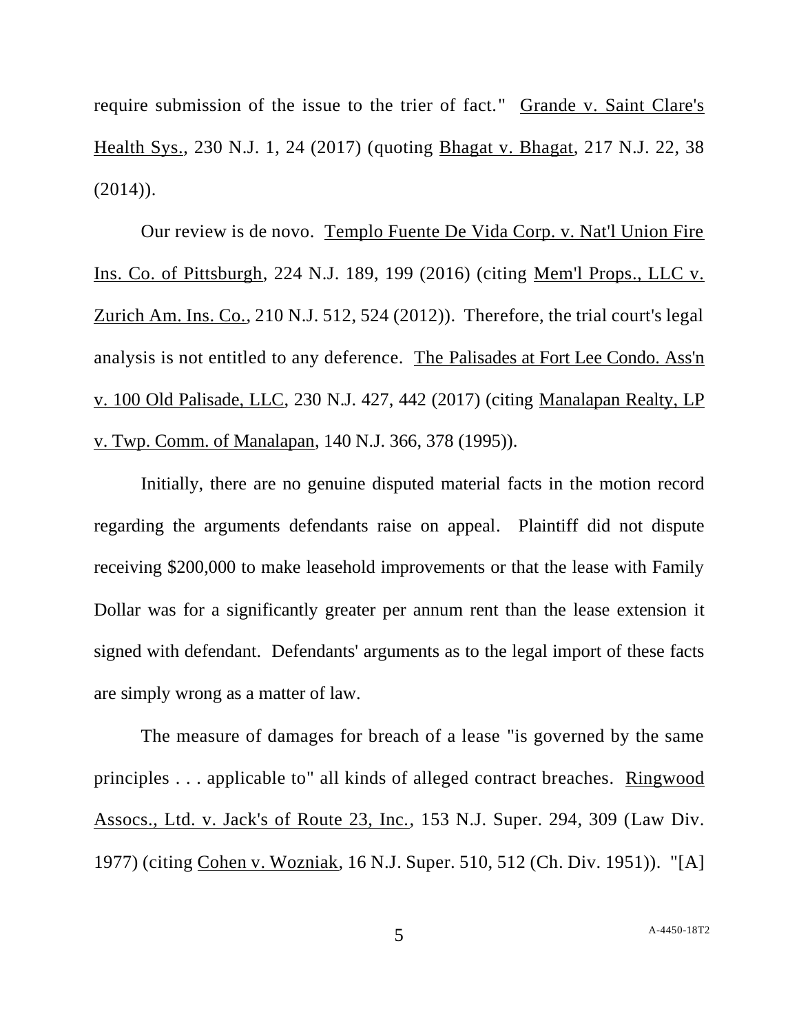require submission of the issue to the trier of fact." Grande v. Saint Clare's Health Sys., 230 N.J. 1, 24 (2017) (quoting Bhagat v. Bhagat, 217 N.J. 22, 38 (2014)).

Our review is de novo. Templo Fuente De Vida Corp. v. Nat'l Union Fire Ins. Co. of Pittsburgh, 224 N.J. 189, 199 (2016) (citing Mem'l Props., LLC v. Zurich Am. Ins. Co., 210 N.J. 512, 524 (2012)). Therefore, the trial court's legal analysis is not entitled to any deference. The Palisades at Fort Lee Condo. Ass'n v. 100 Old Palisade, LLC, 230 N.J. 427, 442 (2017) (citing Manalapan Realty, LP v. Twp. Comm. of Manalapan, 140 N.J. 366, 378 (1995)).

Initially, there are no genuine disputed material facts in the motion record regarding the arguments defendants raise on appeal. Plaintiff did not dispute receiving $200,000 to make leasehold improvements or that the lease with Family Dollar was for a significantly greater per annum rent than the lease extension it signed with defendant. Defendants' arguments as to the legal import of these facts are simply wrong as a matter of law.

The measure of damages for breach of a lease "is governed by the same principles . . . applicable to" all kinds of alleged contract breaches. Ringwood Assocs., Ltd. v. Jack's of Route 23, Inc., 153 N.J. Super. 294, 309 (Law Div. 1977) (citing Cohen v. Wozniak, 16 N.J. Super. 510, 512 (Ch. Div. 1951)). "[A]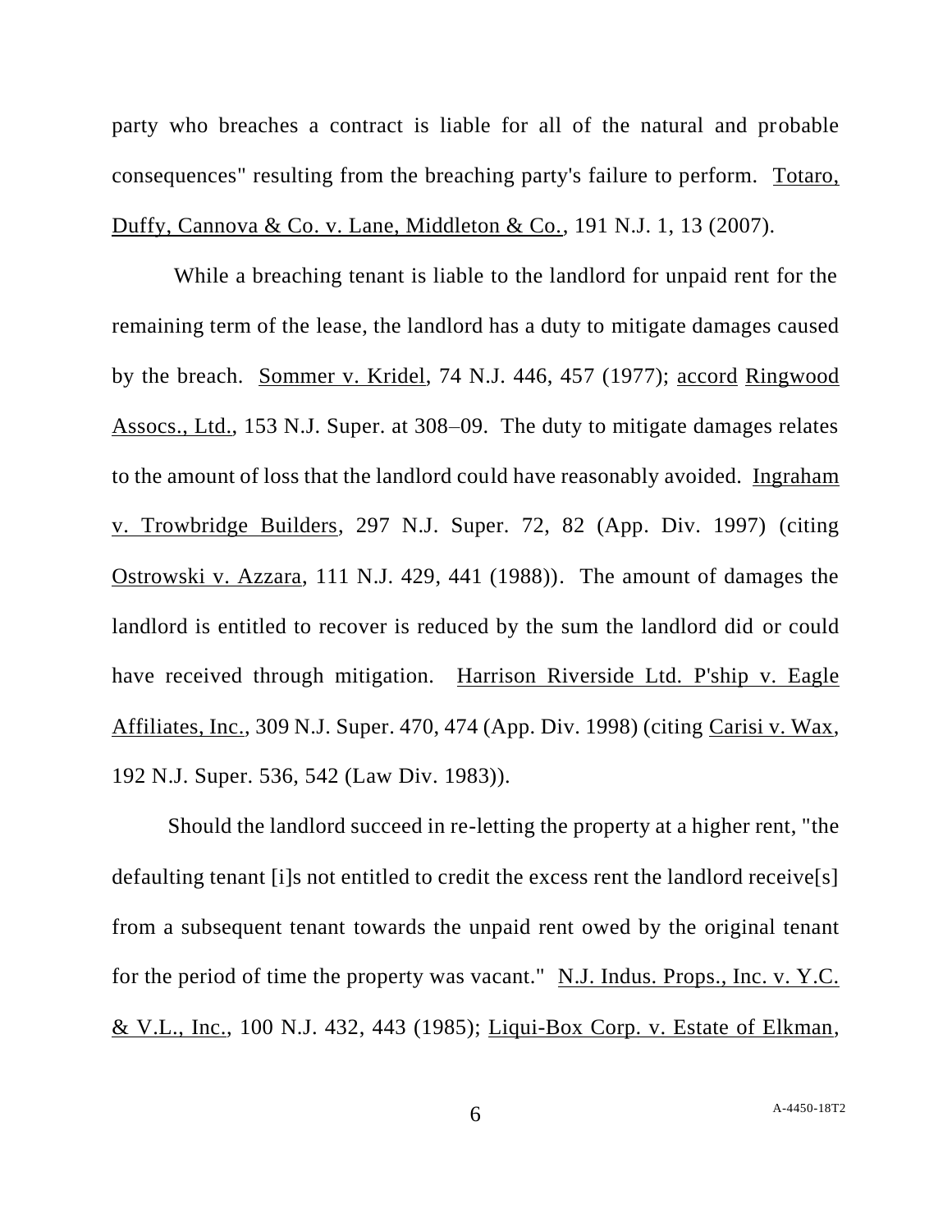party who breaches a contract is liable for all of the natural and probable consequences" resulting from the breaching party's failure to perform. Totaro, Duffy, Cannova & Co. v. Lane, Middleton & Co., 191 N.J. 1, 13 (2007).

While a breaching tenant is liable to the landlord for unpaid rent for the remaining term of the lease, the landlord has a duty to mitigate damages caused by the breach. Sommer v. Kridel, 74 N.J. 446, 457 (1977); accord Ringwood Assocs., Ltd., 153 N.J. Super. at 308–09. The duty to mitigate damages relates to the amount of loss that the landlord could have reasonably avoided. Ingraham v. Trowbridge Builders, 297 N.J. Super. 72, 82 (App. Div. 1997) (citing Ostrowski v. Azzara, 111 N.J. 429, 441 (1988)). The amount of damages the landlord is entitled to recover is reduced by the sum the landlord did or could have received through mitigation. Harrison Riverside Ltd. P'ship v. Eagle Affiliates, Inc., 309 N.J. Super. 470, 474 (App. Div. 1998) (citing Carisi v. Wax, 192 N.J. Super. 536, 542 (Law Div. 1983)).

Should the landlord succeed in re-letting the property at a higher rent, "the defaulting tenant [i]s not entitled to credit the excess rent the landlord receive[s] from a subsequent tenant towards the unpaid rent owed by the original tenant for the period of time the property was vacant." N.J. Indus. Props., Inc. v. Y.C. & V.L., Inc., 100 N.J. 432, 443 (1985); Liqui-Box Corp. v. Estate of Elkman,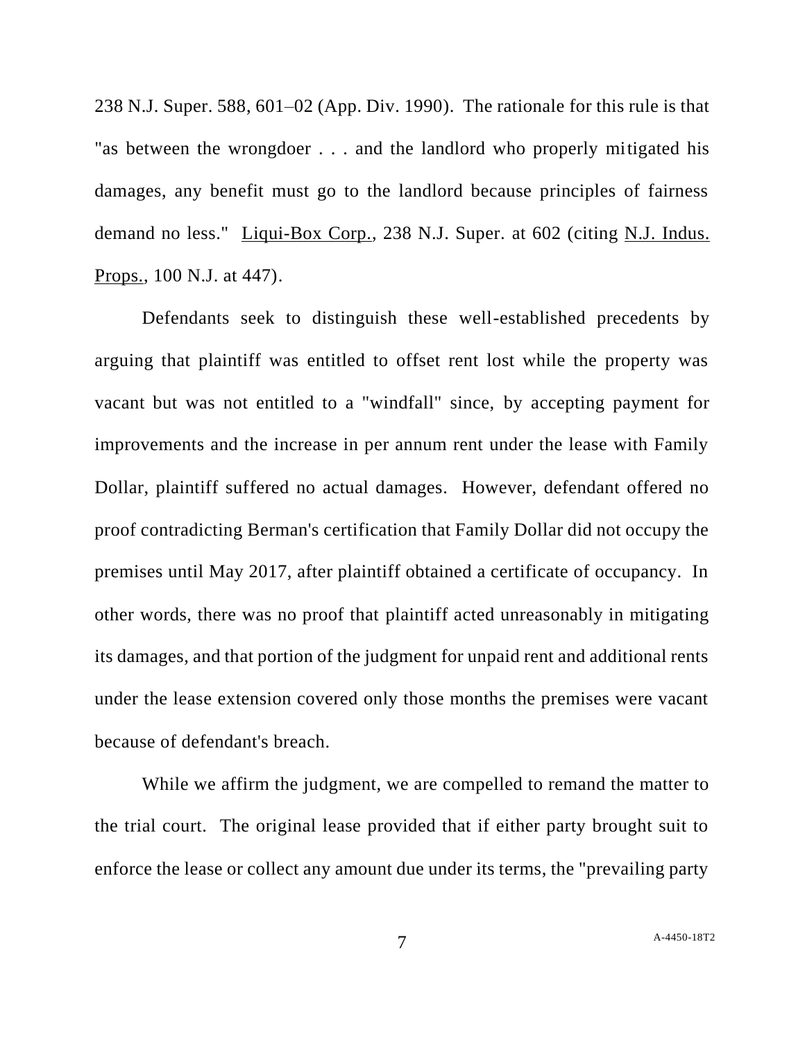238 N.J. Super. 588, 601–02 (App. Div. 1990). The rationale for this rule is that "as between the wrongdoer . . . and the landlord who properly mitigated his damages, any benefit must go to the landlord because principles of fairness demand no less." Liqui-Box Corp., 238 N.J. Super. at 602 (citing N.J. Indus. Props., 100 N.J. at 447).

Defendants seek to distinguish these well-established precedents by arguing that plaintiff was entitled to offset rent lost while the property was vacant but was not entitled to a "windfall" since, by accepting payment for improvements and the increase in per annum rent under the lease with Family Dollar, plaintiff suffered no actual damages. However, defendant offered no proof contradicting Berman's certification that Family Dollar did not occupy the premises until May 2017, after plaintiff obtained a certificate of occupancy. In other words, there was no proof that plaintiff acted unreasonably in mitigating its damages, and that portion of the judgment for unpaid rent and additional rents under the lease extension covered only those months the premises were vacant because of defendant's breach.

While we affirm the judgment, we are compelled to remand the matter to the trial court. The original lease provided that if either party brought suit to enforce the lease or collect any amount due under its terms, the "prevailing party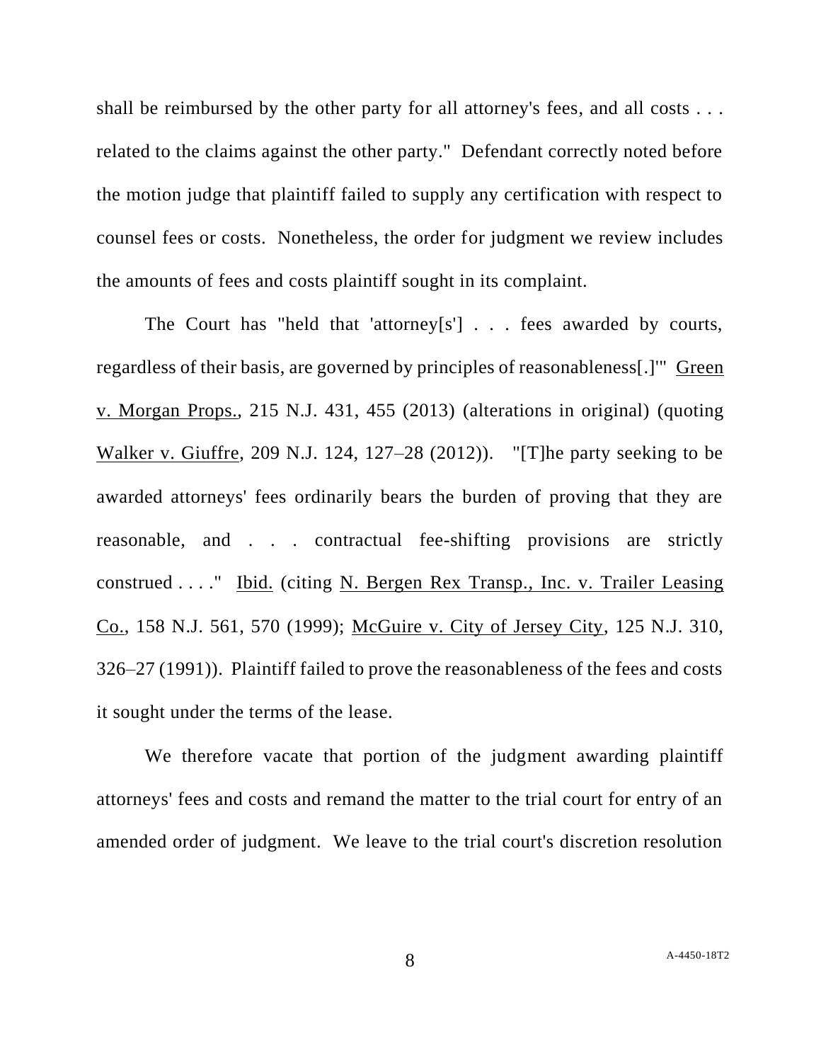shall be reimbursed by the other party for all attorney's fees, and all costs . . . related to the claims against the other party." Defendant correctly noted before the motion judge that plaintiff failed to supply any certification with respect to counsel fees or costs. Nonetheless, the order for judgment we review includes the amounts of fees and costs plaintiff sought in its complaint.

The Court has "held that 'attorney[s'] . . . fees awarded by courts, regardless of their basis, are governed by principles of reasonableness[.]'" Green v. Morgan Props., 215 N.J. 431, 455 (2013) (alterations in original) (quoting Walker v. Giuffre, 209 N.J. 124, 127–28 (2012)). "[T]he party seeking to be awarded attorneys' fees ordinarily bears the burden of proving that they are reasonable, and . . . contractual fee-shifting provisions are strictly construed . . . ." Ibid. (citing N. Bergen Rex Transp., Inc. v. Trailer Leasing Co., 158 N.J. 561, 570 (1999); McGuire v. City of Jersey City, 125 N.J. 310, 326–27 (1991)). Plaintiff failed to prove the reasonableness of the fees and costs it sought under the terms of the lease.

We therefore vacate that portion of the judgment awarding plaintiff attorneys' fees and costs and remand the matter to the trial court for entry of an amended order of judgment. We leave to the trial court's discretion resolution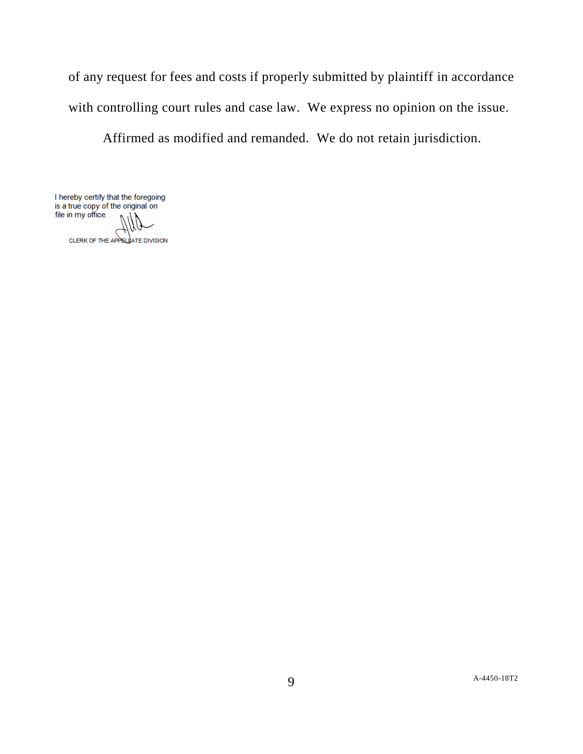of any request for fees and costs if properly submitted by plaintiff in accordance with controlling court rules and case law. We express no opinion on the issue.

Affirmed as modified and remanded. We do not retain jurisdiction.

I hereby certify that the foregoing is a true copy of the original on file in my office.

CLERK OF THE APPELLATE DIVISION